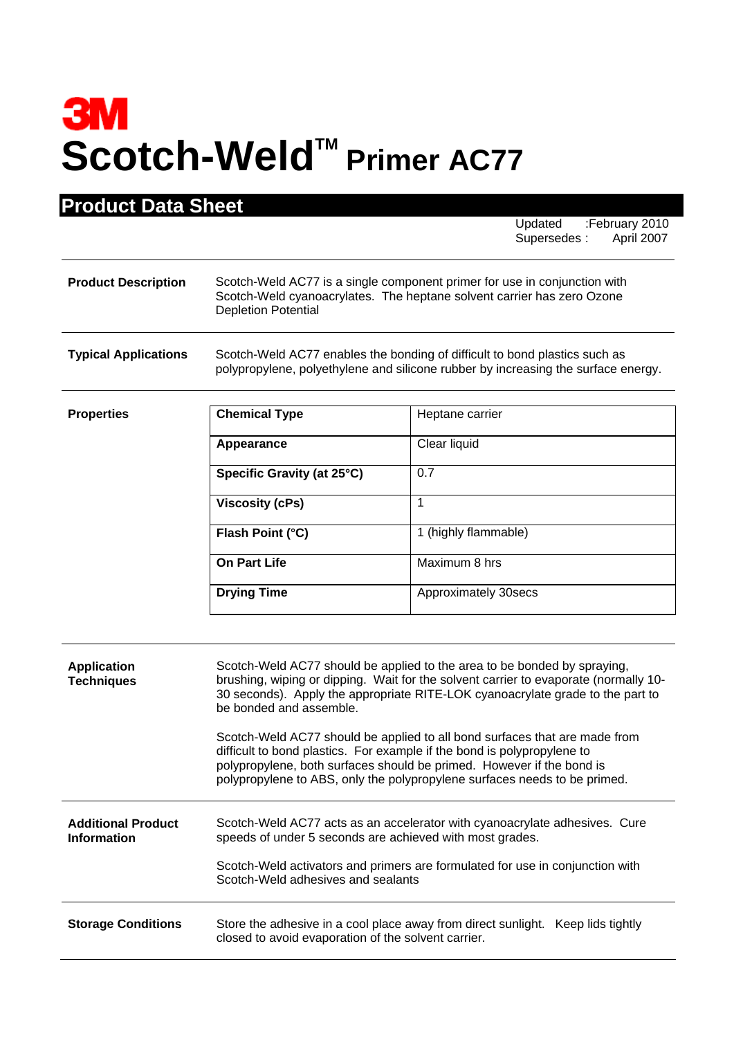# 3M

# Scotch-Weld™ Primer AC77

## Product Data Sheet

Updated :February 2010
Supersedes : April 2007

**Product Description**

Scotch-Weld AC77 is a single component primer for use in conjunction with Scotch-Weld cyanoacrylates. The heptane solvent carrier has zero Ozone Depletion Potential

**Typical Applications**

Scotch-Weld AC77 enables the bonding of difficult to bond plastics such as polypropylene, polyethylene and silicone rubber by increasing the surface energy.

**Properties**

| **Chemical Type** | Heptane carrier |
|---|---|
| **Appearance** | Clear liquid |
| **Specific Gravity (at 25°C)** | 0.7 |
| **Viscosity (cPs)** | 1 |
| **Flash Point (°C)** | 1 (highly flammable) |
| **On Part Life** | Maximum 8 hrs |
| **Drying Time** | Approximately 30secs |

**Application Techniques**

Scotch-Weld AC77 should be applied to the area to be bonded by spraying, brushing, wiping or dipping. Wait for the solvent carrier to evaporate (normally 10-30 seconds). Apply the appropriate RITE-LOK cyanoacrylate grade to the part to be bonded and assemble.

Scotch-Weld AC77 should be applied to all bond surfaces that are made from difficult to bond plastics. For example if the bond is polypropylene to polypropylene, both surfaces should be primed. However if the bond is polypropylene to ABS, only the polypropylene surfaces needs to be primed.

**Additional Product Information**

Scotch-Weld AC77 acts as an accelerator with cyanoacrylate adhesives. Cure speeds of under 5 seconds are achieved with most grades.

Scotch-Weld activators and primers are formulated for use in conjunction with Scotch-Weld adhesives and sealants

**Storage Conditions**

Store the adhesive in a cool place away from direct sunlight. Keep lids tightly closed to avoid evaporation of the solvent carrier.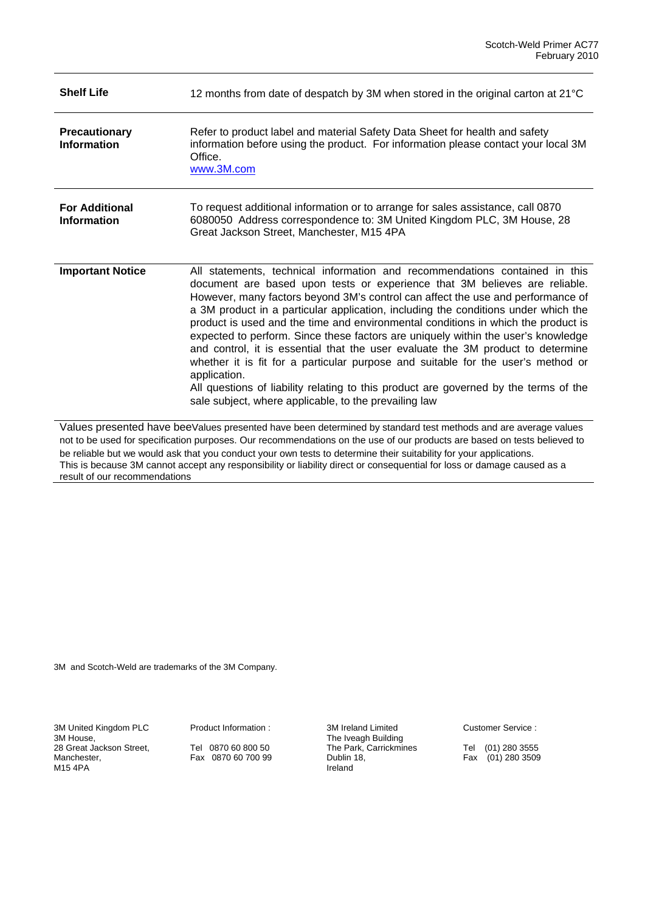| | |
|---|---|
| **Shelf Life** | 12 months from date of despatch by 3M when stored in the original carton at 21°C |
| **Precautionary Information** | Refer to product label and material Safety Data Sheet for health and safety information before using the product. For information please contact your local 3M Office. www.3M.com |
| **For Additional Information** | To request additional information or to arrange for sales assistance, call 0870 6080050 Address correspondence to: 3M United Kingdom PLC, 3M House, 28 Great Jackson Street, Manchester, M15 4PA |
| **Important Notice** | All statements, technical information and recommendations contained in this document are based upon tests or experience that 3M believes are reliable. However, many factors beyond 3M's control can affect the use and performance of a 3M product in a particular application, including the conditions under which the product is used and the time and environmental conditions in which the product is expected to perform. Since these factors are uniquely within the user's knowledge and control, it is essential that the user evaluate the 3M product to determine whether it is fit for a particular purpose and suitable for the user's method or application. All questions of liability relating to this product are governed by the terms of the sale subject, where applicable, to the prevailing law |

Values presented have beeValues presented have been determined by standard test methods and are average values not to be used for specification purposes. Our recommendations on the use of our products are based on tests believed to be reliable but we would ask that you conduct your own tests to determine their suitability for your applications.
This is because 3M cannot accept any responsibility or liability direct or consequential for loss or damage caused as a result of our recommendations

3M and Scotch-Weld are trademarks of the 3M Company.

3M United Kingdom PLC
3M House,
28 Great Jackson Street,
Manchester,
M15 4PA

Product Information :

Tel 0870 60 800 50
Fax 0870 60 700 99

3M Ireland Limited
The Iveagh Building
The Park, Carrickmines
Dublin 18,
Ireland

Customer Service :

Tel (01) 280 3555
Fax (01) 280 3509